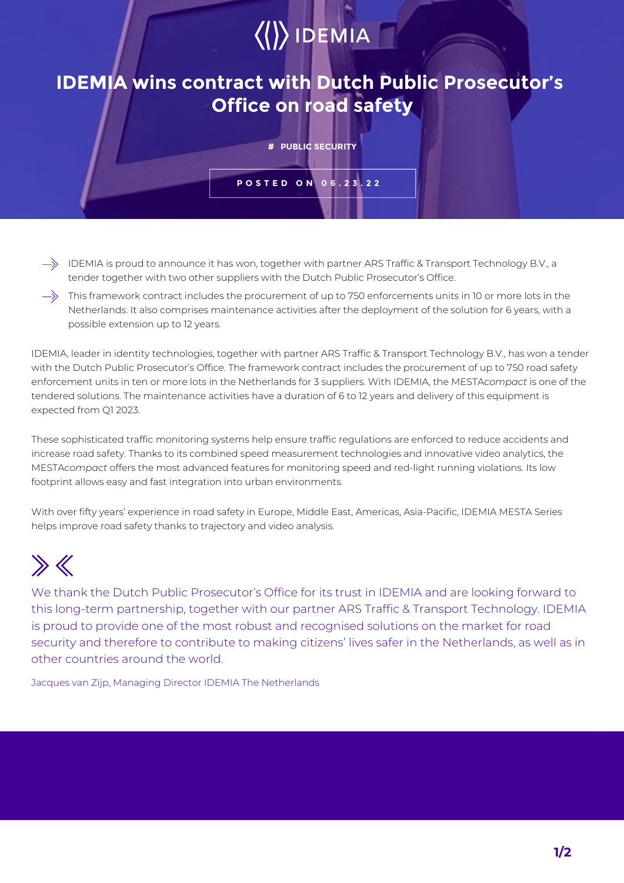IDEMIA

# IDEMIA wins contract with Dutch Public Prosecutor's Office on road safety

# PUBLIC SECURITY

POSTED ON 06.23.22

- IDEMIA is proud to announce it has won, together with partner ARS Traffic & Transport Technology B.V., a tender together with two other suppliers with the Dutch Public Prosecutor's Office.
- This framework contract includes the procurement of up to 750 enforcements units in 10 or more lots in the Netherlands. It also comprises maintenance activities after the deployment of the solution for 6 years, with a possible extension up to 12 years.

IDEMIA, leader in identity technologies, together with partner ARS Traffic & Transport Technology B.V., has won a tender with the Dutch Public Prosecutor's Office. The framework contract includes the procurement of up to 750 road safety enforcement units in ten or more lots in the Netherlands for 3 suppliers. With IDEMIA, the MESTA*compact* is one of the tendered solutions. The maintenance activities have a duration of 6 to 12 years and delivery of this equipment is expected from Q1 2023.

These sophisticated traffic monitoring systems help ensure traffic regulations are enforced to reduce accidents and increase road safety. Thanks to its combined speed measurement technologies and innovative video analytics, the MESTA*compact* offers the most advanced features for monitoring speed and red-light running violations. Its low footprint allows easy and fast integration into urban environments.

With over fifty years' experience in road safety in Europe, Middle East, Americas, Asia-Pacific, IDEMIA MESTA Series helps improve road safety thanks to trajectory and video analysis.

> We thank the Dutch Public Prosecutor's Office for its trust in IDEMIA and are looking forward to this long-term partnership, together with our partner ARS Traffic & Transport Technology. IDEMIA is proud to provide one of the most robust and recognised solutions on the market for road security and therefore to contribute to making citizens' lives safer in the Netherlands, as well as in other countries around the world.

Jacques van Zijp, Managing Director IDEMIA The Netherlands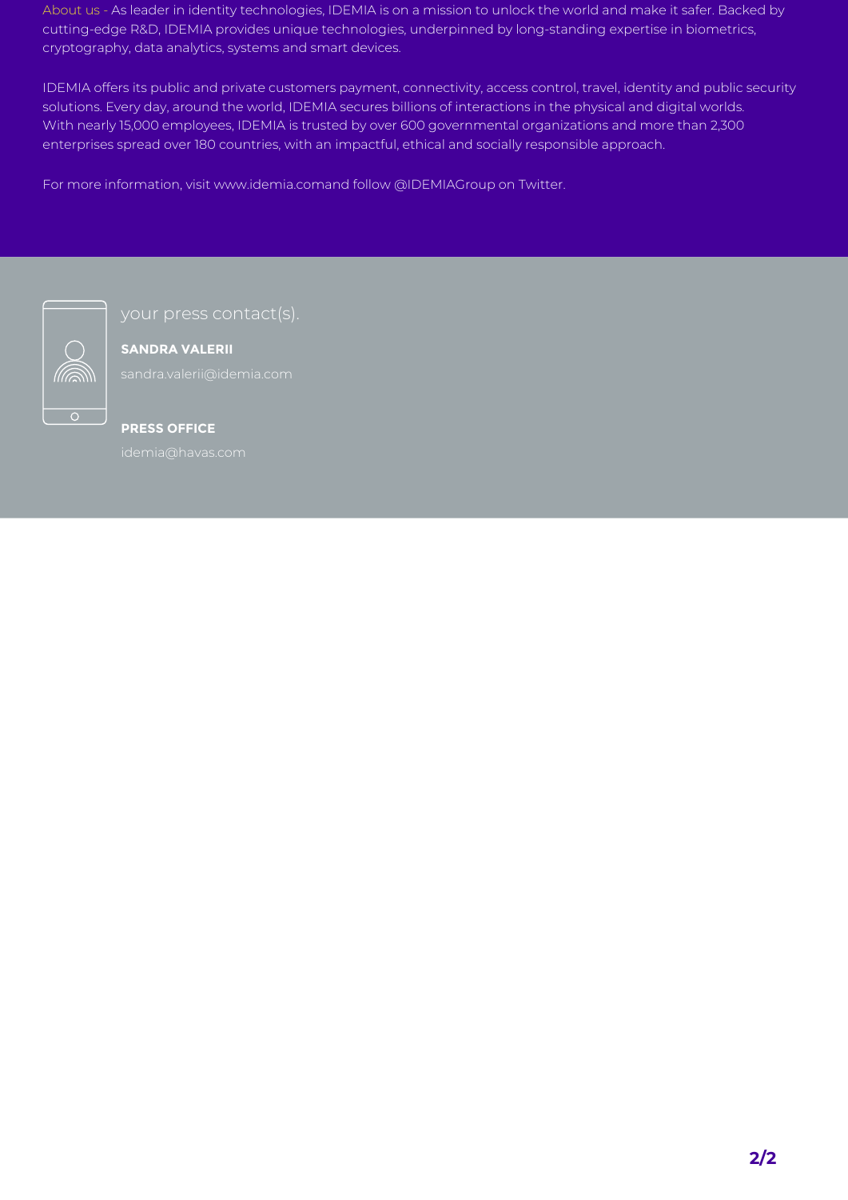About us - As leader in identity technologies, IDEMIA is on a mission to unlock the world and make it safer. Backed by cutting-edge R&D, IDEMIA provides unique technologies, underpinned by long-standing expertise in biometrics, cryptography, data analytics, systems and smart devices.

IDEMIA offers its public and private customers payment, connectivity, access control, travel, identity and public security solutions. Every day, around the world, IDEMIA secures billions of interactions in the physical and digital worlds. With nearly 15,000 employees, IDEMIA is trusted by over 600 governmental organizations and more than 2,300 enterprises spread over 180 countries, with an impactful, ethical and socially responsible approach.

For more information, visit www.idemia.comand follow @IDEMIAGroup on Twitter.

your press contact(s).

**SANDRA VALERII**

sandra.valerii@idemia.com

**PRESS OFFICE**

idemia@havas.com